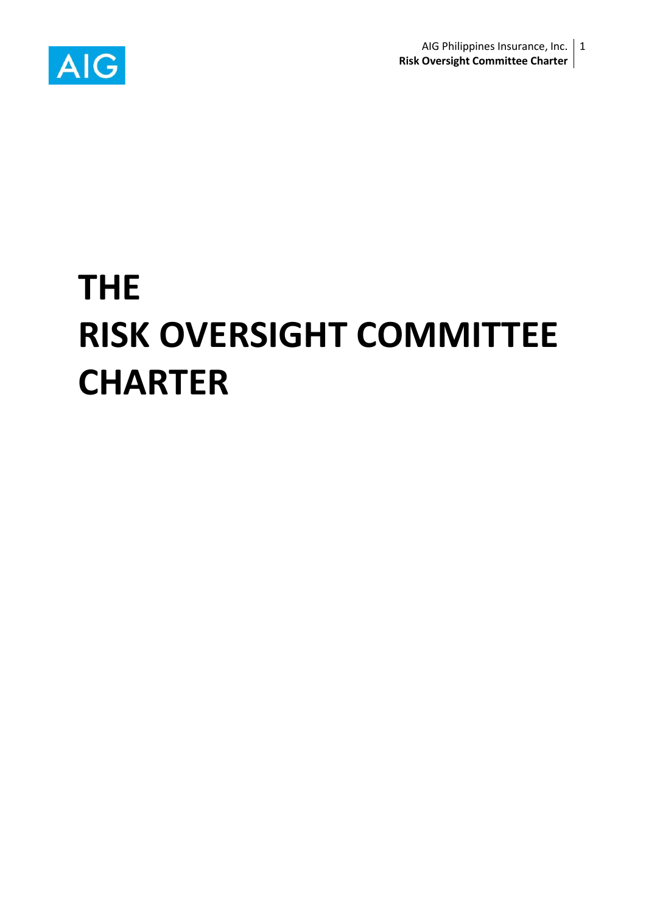# THE RISK OVERSIGHT COMMITTEE CHARTER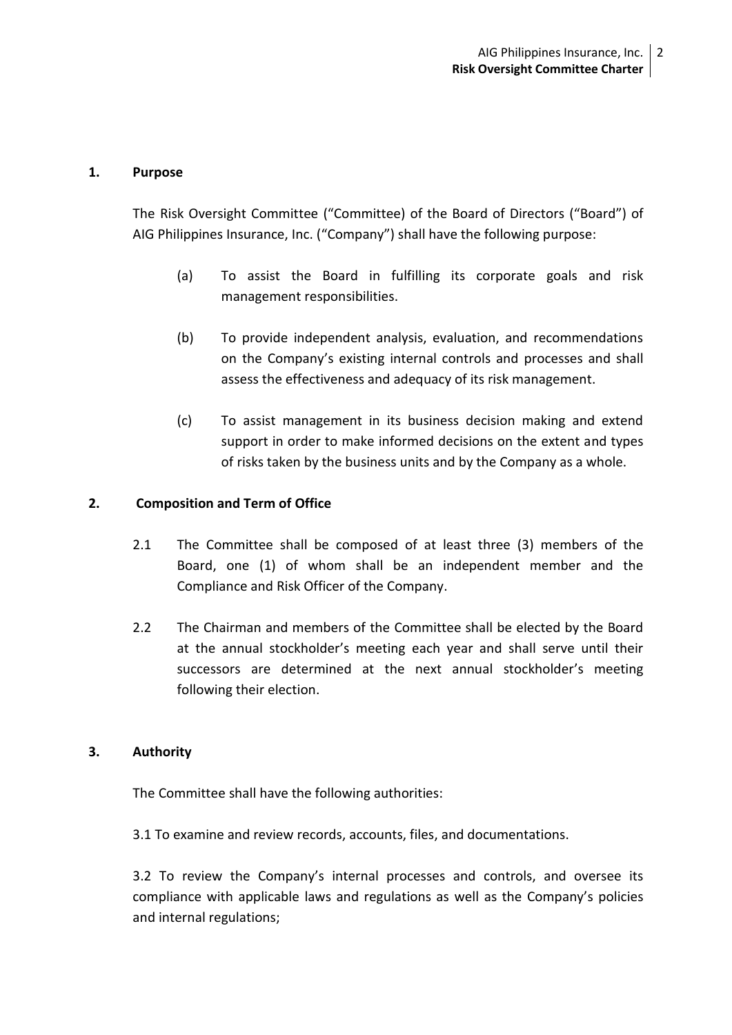## 1. Purpose

The Risk Oversight Committee ("Committee) of the Board of Directors ("Board") of AIG Philippines Insurance, Inc. ("Company") shall have the following purpose:

(a) To assist the Board in fulfilling its corporate goals and risk management responsibilities.

(b) To provide independent analysis, evaluation, and recommendations on the Company's existing internal controls and processes and shall assess the effectiveness and adequacy of its risk management.

(c) To assist management in its business decision making and extend support in order to make informed decisions on the extent and types of risks taken by the business units and by the Company as a whole.

## 2. Composition and Term of Office

2.1 The Committee shall be composed of at least three (3) members of the Board, one (1) of whom shall be an independent member and the Compliance and Risk Officer of the Company.

2.2 The Chairman and members of the Committee shall be elected by the Board at the annual stockholder's meeting each year and shall serve until their successors are determined at the next annual stockholder's meeting following their election.

## 3. Authority

The Committee shall have the following authorities:

3.1 To examine and review records, accounts, files, and documentations.

3.2 To review the Company's internal processes and controls, and oversee its compliance with applicable laws and regulations as well as the Company's policies and internal regulations;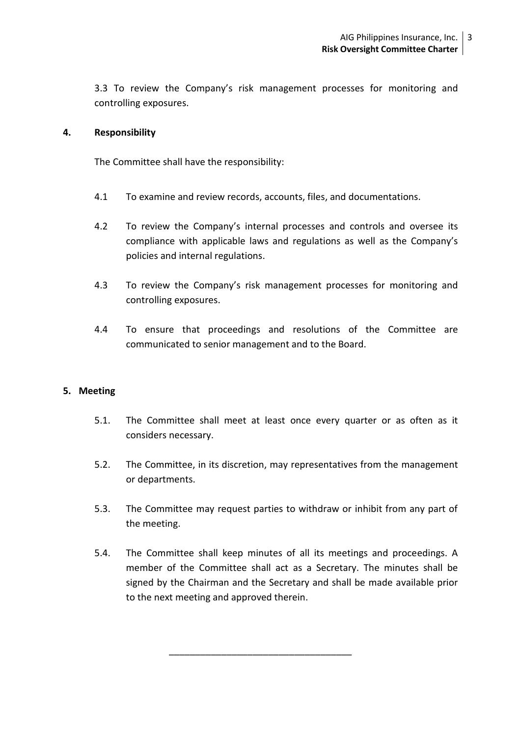3.3 To review the Company's risk management processes for monitoring and controlling exposures.

## 4. Responsibility

The Committee shall have the responsibility:

4.1 To examine and review records, accounts, files, and documentations.

4.2 To review the Company's internal processes and controls and oversee its compliance with applicable laws and regulations as well as the Company's policies and internal regulations.

4.3 To review the Company's risk management processes for monitoring and controlling exposures.

4.4 To ensure that proceedings and resolutions of the Committee are communicated to senior management and to the Board.

## 5. Meeting

5.1. The Committee shall meet at least once every quarter or as often as it considers necessary.

5.2. The Committee, in its discretion, may representatives from the management or departments.

5.3. The Committee may request parties to withdraw or inhibit from any part of the meeting.

5.4. The Committee shall keep minutes of all its meetings and proceedings. A member of the Committee shall act as a Secretary. The minutes shall be signed by the Chairman and the Secretary and shall be made available prior to the next meeting and approved therein.

___________________________________